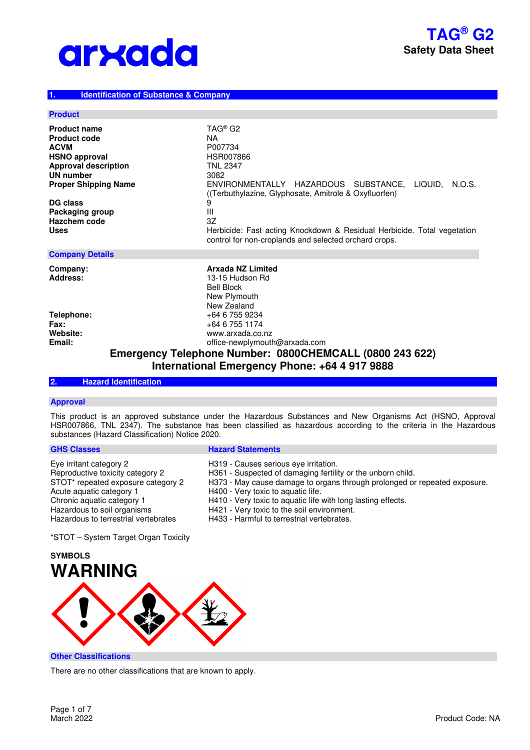# TAG® G2

**Safety Data Sheet**

## 1. Identification of Substance & Company

### Product

| | |
|---|---|
| **Product name** | TAG® G2 |
| **Product code** | NA |
| **ACVM** | P007734 |
| **HSNO approval** | HSR007866 |
| **Approval description** | TNL 2347 |
| **UN number** | 3082 |
| **Proper Shipping Name** | ENVIRONMENTALLY HAZARDOUS SUBSTANCE, LIQUID, N.O.S. ((Terbuthylazine, Glyphosate, Amitrole & Oxyfluorfen) |
| **DG class** | 9 |
| **Packaging group** | III |
| **Hazchem code** | 3Z |
| **Uses** | Herbicide: Fast acting Knockdown & Residual Herbicide. Total vegetation control for non-croplands and selected orchard crops. |

### Company Details

| | |
|---|---|
| **Company:** | **Arxada NZ Limited** |
| **Address:** | 13-15 Hudson Rd<br>Bell Block<br>New Plymouth<br>New Zealand |
| **Telephone:** | +64 6 755 9234 |
| **Fax:** | +64 6 755 1174 |
| **Website:** | www.arxada.co.nz |
| **Email:** | office-newplymouth@arxada.com |

**Emergency Telephone Number: 0800CHEMCALL (0800 243 622)**

**International Emergency Phone: +64 4 917 9888**

## 2. Hazard Identification

### Approval

This product is an approved substance under the Hazardous Substances and New Organisms Act (HSNO, Approval HSR007866, TNL 2347). The substance has been classified as hazardous according to the criteria in the Hazardous substances (Hazard Classification) Notice 2020.

| GHS Classes | Hazard Statements |
|---|---|
| Eye irritant category 2 | H319 - Causes serious eye irritation. |
| Reproductive toxicity category 2 | H361 - Suspected of damaging fertility or the unborn child. |
| STOT* repeated exposure category 2 | H373 - May cause damage to organs through prolonged or repeated exposure. |
| Acute aquatic category 1 | H400 - Very toxic to aquatic life. |
| Chronic aquatic category 1 | H410 - Very toxic to aquatic life with long lasting effects. |
| Hazardous to soil organisms | H421 - Very toxic to the soil environment. |
| Hazardous to terrestrial vertebrates | H433 - Harmful to terrestrial vertebrates. |

*STOT – System Target Organ Toxicity

**SYMBOLS**

# WARNING

### Other Classifications

There are no other classifications that are known to apply.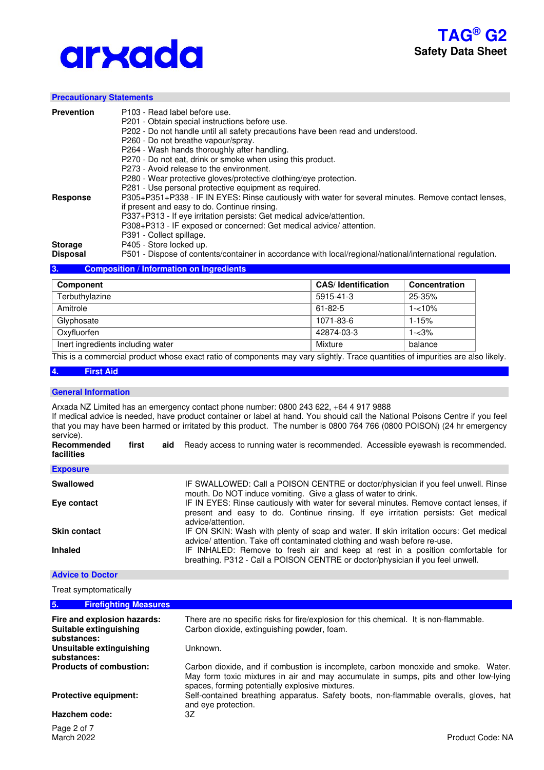### Precautionary Statements

**Prevention**
P103 - Read label before use.
P201 - Obtain special instructions before use.
P202 - Do not handle until all safety precautions have been read and understood.
P260 - Do not breathe vapour/spray.
P264 - Wash hands thoroughly after handling.
P270 - Do not eat, drink or smoke when using this product.
P273 - Avoid release to the environment.
P280 - Wear protective gloves/protective clothing/eye protection.
P281 - Use personal protective equipment as required.

**Response**
P305+P351+P338 - IF IN EYES: Rinse cautiously with water for several minutes. Remove contact lenses, if present and easy to do. Continue rinsing.
P337+P313 - If eye irritation persists: Get medical advice/attention.
P308+P313 - IF exposed or concerned: Get medical advice/ attention.
P391 - Collect spillage.

**Storage**
P405 - Store locked up.

**Disposal**
P501 - Dispose of contents/container in accordance with local/regional/national/international regulation.

## 3. Composition / Information on Ingredients

| Component | CAS/ Identification | Concentration |
|---|---|---|
| Terbuthylazine | 5915-41-3 | 25-35% |
| Amitrole | 61-82-5 | 1-<10% |
| Glyphosate | 1071-83-6 | 1-15% |
| Oxyfluorfen | 42874-03-3 | 1-<3% |
| Inert ingredients including water | Mixture | balance |

This is a commercial product whose exact ratio of components may vary slightly. Trace quantities of impurities are also likely.

## 4. First Aid

### General Information

Arxada NZ Limited has an emergency contact phone number: 0800 243 622, +64 4 917 9888
If medical advice is needed, have product container or label at hand. You should call the National Poisons Centre if you feel that you may have been harmed or irritated by this product. The number is 0800 764 766 (0800 POISON) (24 hr emergency service).

**Recommended first aid facilities** Ready access to running water is recommended. Accessible eyewash is recommended.

### Exposure

**Swallowed** IF SWALLOWED: Call a POISON CENTRE or doctor/physician if you feel unwell. Rinse mouth. Do NOT induce vomiting. Give a glass of water to drink.

**Eye contact** IF IN EYES: Rinse cautiously with water for several minutes. Remove contact lenses, if present and easy to do. Continue rinsing. If eye irritation persists: Get medical advice/attention.

**Skin contact** IF ON SKIN: Wash with plenty of soap and water. If skin irritation occurs: Get medical advice/ attention. Take off contaminated clothing and wash before re-use.

**Inhaled** IF INHALED: Remove to fresh air and keep at rest in a position comfortable for breathing. P312 - Call a POISON CENTRE or doctor/physician if you feel unwell.

### Advice to Doctor

Treat symptomatically

## 5. Firefighting Measures

**Fire and explosion hazards:** There are no specific risks for fire/explosion for this chemical. It is non-flammable.

**Suitable extinguishing substances:** Carbon dioxide, extinguishing powder, foam.

**Unsuitable extinguishing substances:** Unknown.

**Products of combustion:** Carbon dioxide, and if combustion is incomplete, carbon monoxide and smoke. Water. May form toxic mixtures in air and may accumulate in sumps, pits and other low-lying spaces, forming potentially explosive mixtures.

**Protective equipment:** Self-contained breathing apparatus. Safety boots, non-flammable overalls, gloves, hat and eye protection.

**Hazchem code:** 3Z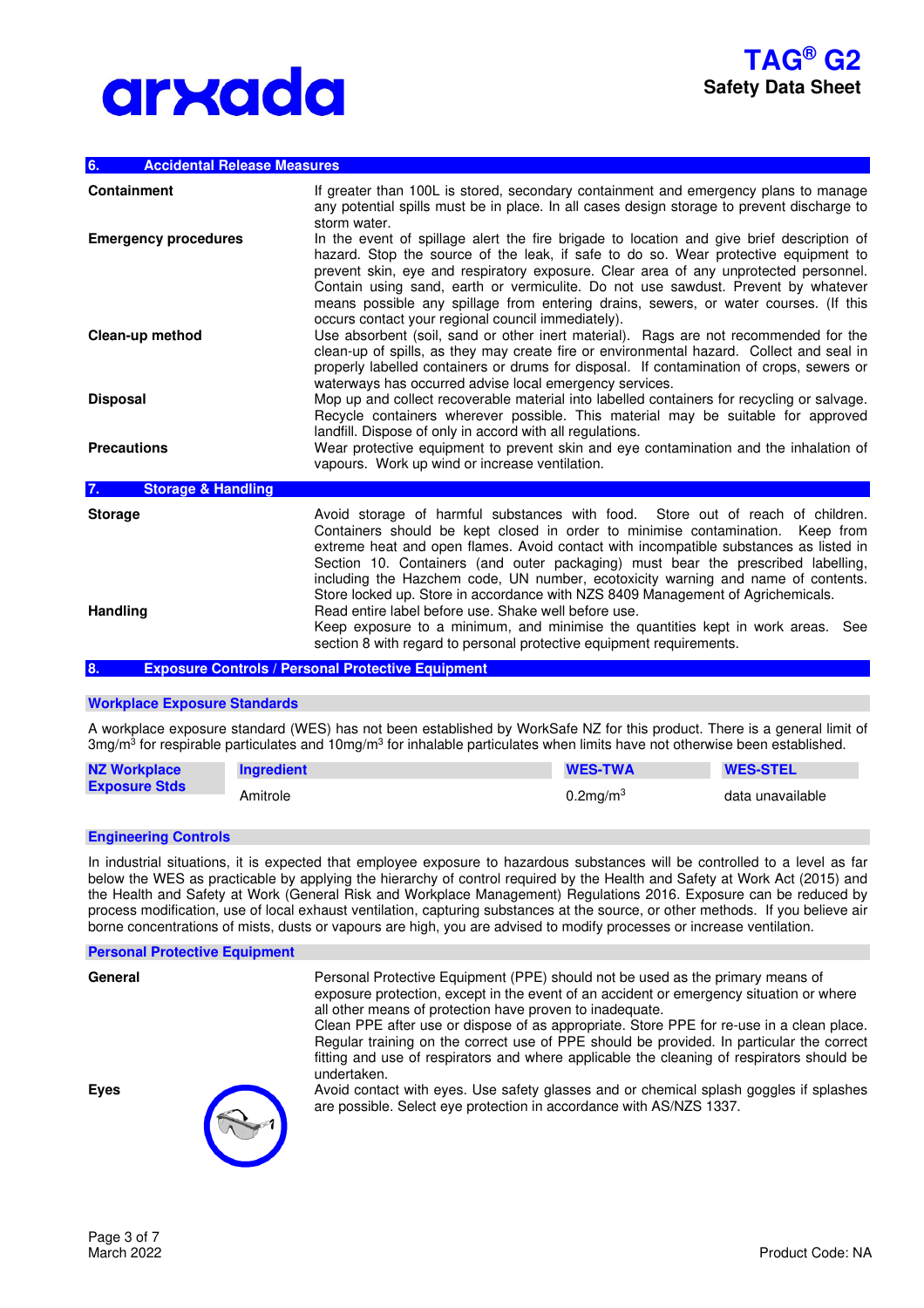## 6. Accidental Release Measures

| | |
|---|---|
| **Containment** | If greater than 100L is stored, secondary containment and emergency plans to manage any potential spills must be in place. In all cases design storage to prevent discharge to storm water. |
| **Emergency procedures** | In the event of spillage alert the fire brigade to location and give brief description of hazard. Stop the source of the leak, if safe to do so. Wear protective equipment to prevent skin, eye and respiratory exposure. Clear area of any unprotected personnel. Contain using sand, earth or vermiculite. Do not use sawdust. Prevent by whatever means possible any spillage from entering drains, sewers, or water courses. (If this occurs contact your regional council immediately). |
| **Clean-up method** | Use absorbent (soil, sand or other inert material). Rags are not recommended for the clean-up of spills, as they may create fire or environmental hazard. Collect and seal in properly labelled containers or drums for disposal. If contamination of crops, sewers or waterways has occurred advise local emergency services. |
| **Disposal** | Mop up and collect recoverable material into labelled containers for recycling or salvage. Recycle containers wherever possible. This material may be suitable for approved landfill. Dispose of only in accord with all regulations. |
| **Precautions** | Wear protective equipment to prevent skin and eye contamination and the inhalation of vapours. Work up wind or increase ventilation. |

## 7. Storage & Handling

| | |
|---|---|
| **Storage** | Avoid storage of harmful substances with food. Store out of reach of children. Containers should be kept closed in order to minimise contamination. Keep from extreme heat and open flames. Avoid contact with incompatible substances as listed in Section 10. Containers (and outer packaging) must bear the prescribed labelling, including the Hazchem code, UN number, ecotoxicity warning and name of contents. Store locked up. Store in accordance with NZS 8409 Management of Agrichemicals. |
| **Handling** | Read entire label before use. Shake well before use.<br>Keep exposure to a minimum, and minimise the quantities kept in work areas. See section 8 with regard to personal protective equipment requirements. |

## 8. Exposure Controls / Personal Protective Equipment

### Workplace Exposure Standards

A workplace exposure standard (WES) has not been established by WorkSafe NZ for this product. There is a general limit of 3mg/m$^3$ for respirable particulates and 10mg/m$^3$ for inhalable particulates when limits have not otherwise been established.

| NZ Workplace Exposure Stds | Ingredient | WES-TWA | WES-STEL |
|---|---|---|---|
| | Amitrole | 0.2mg/m$^3$ | data unavailable |

### Engineering Controls

In industrial situations, it is expected that employee exposure to hazardous substances will be controlled to a level as far below the WES as practicable by applying the hierarchy of control required by the Health and Safety at Work Act (2015) and the Health and Safety at Work (General Risk and Workplace Management) Regulations 2016. Exposure can be reduced by process modification, use of local exhaust ventilation, capturing substances at the source, or other methods. If you believe air borne concentrations of mists, dusts or vapours are high, you are advised to modify processes or increase ventilation.

### Personal Protective Equipment

| | |
|---|---|
| **General** | Personal Protective Equipment (PPE) should not be used as the primary means of exposure protection, except in the event of an accident or emergency situation or where all other means of protection have proven to inadequate.<br>Clean PPE after use or dispose of as appropriate. Store PPE for re-use in a clean place. Regular training on the correct use of PPE should be provided. In particular the correct fitting and use of respirators and where applicable the cleaning of respirators should be undertaken. |
| **Eyes** | Avoid contact with eyes. Use safety glasses and or chemical splash goggles if splashes are possible. Select eye protection in accordance with AS/NZS 1337. |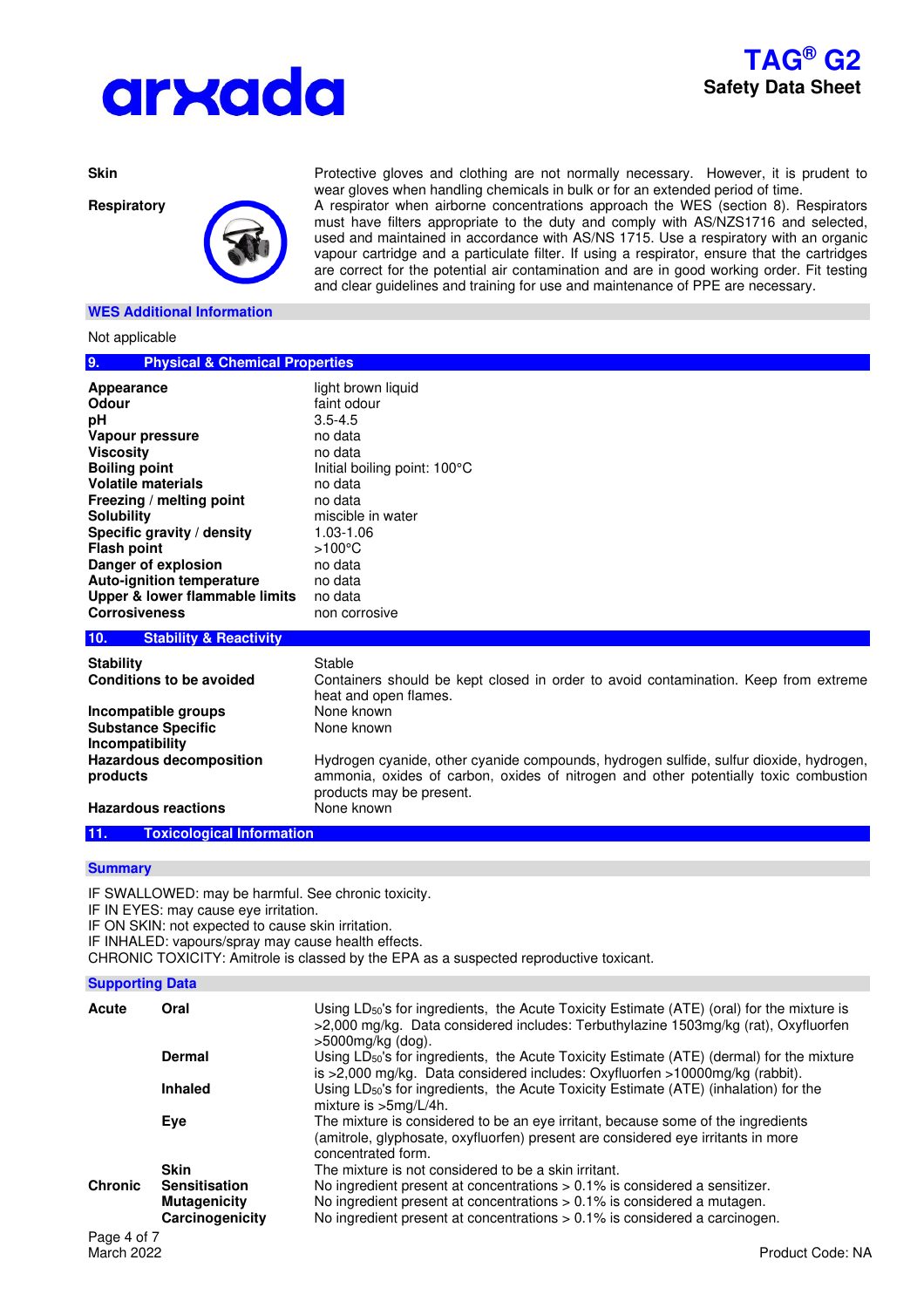| | |
|---|---|
| **Skin** | Protective gloves and clothing are not normally necessary. However, it is prudent to wear gloves when handling chemicals in bulk or for an extended period of time. |
| **Respiratory** | A respirator when airborne concentrations approach the WES (section 8). Respirators must have filters appropriate to the duty and comply with AS/NZS1716 and selected, used and maintained in accordance with AS/NS 1715. Use a respiratory with an organic vapour cartridge and a particulate filter. If using a respirator, ensure that the cartridges are correct for the potential air contamination and are in good working order. Fit testing and clear guidelines and training for use and maintenance of PPE are necessary. |

### WES Additional Information

Not applicable

## 9. Physical & Chemical Properties

| | |
|---|---|
| **Appearance** | light brown liquid |
| **Odour** | faint odour |
| **pH** | 3.5-4.5 |
| **Vapour pressure** | no data |
| **Viscosity** | no data |
| **Boiling point** | Initial boiling point: 100°C |
| **Volatile materials** | no data |
| **Freezing / melting point** | no data |
| **Solubility** | miscible in water |
| **Specific gravity / density** | 1.03-1.06 |
| **Flash point** | >100°C |
| **Danger of explosion** | no data |
| **Auto-ignition temperature** | no data |
| **Upper & lower flammable limits** | no data |
| **Corrosiveness** | non corrosive |

## 10. Stability & Reactivity

| | |
|---|---|
| **Stability** | Stable |
| **Conditions to be avoided** | Containers should be kept closed in order to avoid contamination. Keep from extreme heat and open flames. |
| **Incompatible groups** | None known |
| **Substance Specific Incompatibility** | None known |
| **Hazardous decomposition products** | Hydrogen cyanide, other cyanide compounds, hydrogen sulfide, sulfur dioxide, hydrogen, ammonia, oxides of carbon, oxides of nitrogen and other potentially toxic combustion products may be present. |
| **Hazardous reactions** | None known |

## 11. Toxicological Information

### Summary

IF SWALLOWED: may be harmful. See chronic toxicity.
IF IN EYES: may cause eye irritation.
IF ON SKIN: not expected to cause skin irritation.
IF INHALED: vapours/spray may cause health effects.
CHRONIC TOXICITY: Amitrole is classed by the EPA as a suspected reproductive toxicant.

### Supporting Data

| | | |
|---|---|---|
| **Acute** | **Oral** | Using $LD_{50}$'s for ingredients, the Acute Toxicity Estimate (ATE) (oral) for the mixture is >2,000 mg/kg. Data considered includes: Terbuthylazine 1503mg/kg (rat), Oxyfluorfen >5000mg/kg (dog). |
| | **Dermal** | Using $LD_{50}$'s for ingredients, the Acute Toxicity Estimate (ATE) (dermal) for the mixture is >2,000 mg/kg. Data considered includes: Oxyfluorfen >10000mg/kg (rabbit). |
| | **Inhaled** | Using $LD_{50}$'s for ingredients, the Acute Toxicity Estimate (ATE) (inhalation) for the mixture is >5mg/L/4h. |
| | **Eye** | The mixture is considered to be an eye irritant, because some of the ingredients (amitrole, glyphosate, oxyfluorfen) present are considered eye irritants in more concentrated form. |
| | **Skin** | The mixture is not considered to be a skin irritant. |
| **Chronic** | **Sensitisation** | No ingredient present at concentrations > 0.1% is considered a sensitizer. |
| | **Mutagenicity** | No ingredient present at concentrations > 0.1% is considered a mutagen. |
| | **Carcinogenicity** | No ingredient present at concentrations > 0.1% is considered a carcinogen. |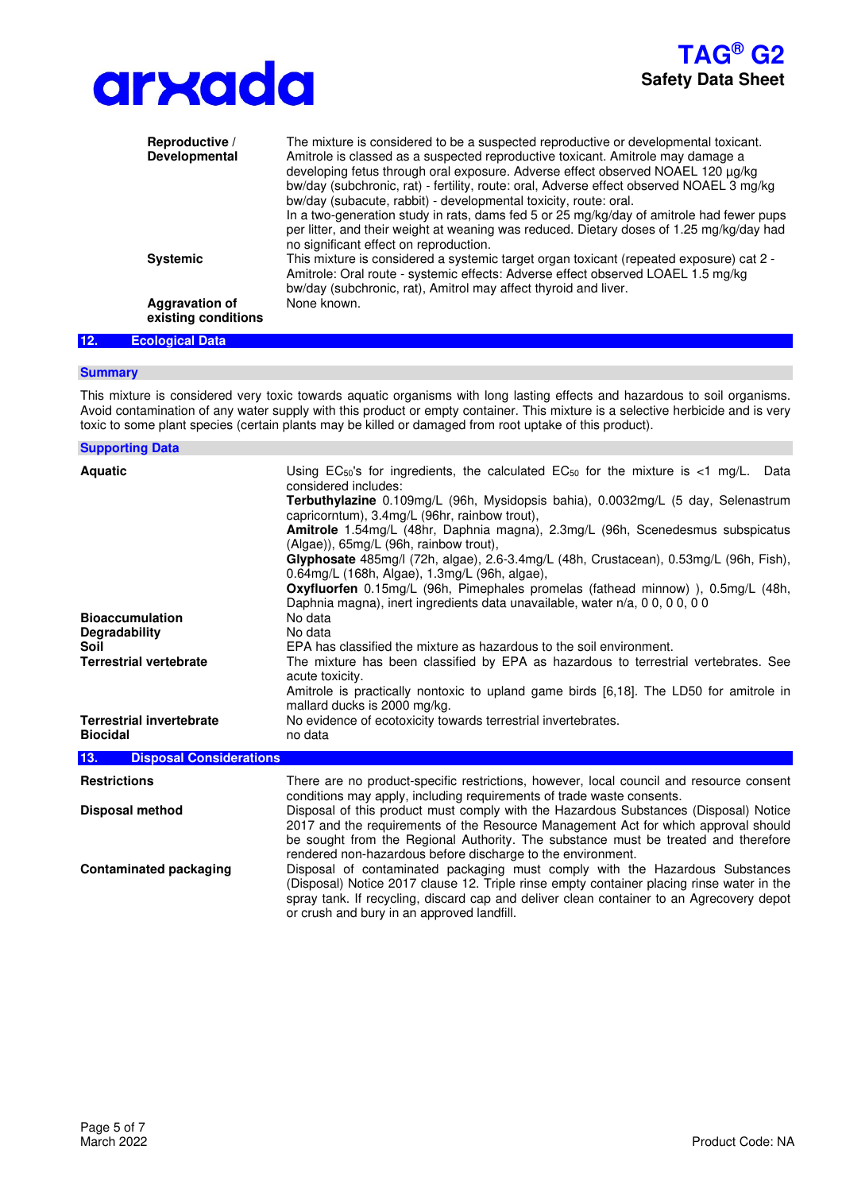| | |
|---|---|
| **Reproductive / Developmental** | The mixture is considered to be a suspected reproductive or developmental toxicant. Amitrole is classed as a suspected reproductive toxicant. Amitrole may damage a developing fetus through oral exposure. Adverse effect observed NOAEL 120 µg/kg bw/day (subchronic, rat) - fertility, route: oral, Adverse effect observed NOAEL 3 mg/kg bw/day (subacute, rabbit) - developmental toxicity, route: oral. In a two-generation study in rats, dams fed 5 or 25 mg/kg/day of amitrole had fewer pups per litter, and their weight at weaning was reduced. Dietary doses of 1.25 mg/kg/day had no significant effect on reproduction. |
| **Systemic** | This mixture is considered a systemic target organ toxicant (repeated exposure) cat 2 - Amitrole: Oral route - systemic effects: Adverse effect observed LOAEL 1.5 mg/kg bw/day (subchronic, rat), Amitrol may affect thyroid and liver. |
| **Aggravation of existing conditions** | None known. |

## 12. Ecological Data

### Summary

This mixture is considered very toxic towards aquatic organisms with long lasting effects and hazardous to soil organisms. Avoid contamination of any water supply with this product or empty container. This mixture is a selective herbicide and is very toxic to some plant species (certain plants may be killed or damaged from root uptake of this product).

### Supporting Data

| | |
|---|---|
| **Aquatic** | Using $EC_{50}$'s for ingredients, the calculated $EC_{50}$ for the mixture is <1 mg/L. Data considered includes:<br>**Terbuthylazine** 0.109mg/L (96h, Mysidopsis bahia), 0.0032mg/L (5 day, Selenastrum capricorntum), 3.4mg/L (96hr, rainbow trout),<br>**Amitrole** 1.54mg/L (48hr, Daphnia magna), 2.3mg/L (96h, Scenedesmus subspicatus (Algae)), 65mg/L (96h, rainbow trout),<br>**Glyphosate** 485mg/l (72h, algae), 2.6-3.4mg/L (48h, Crustacean), 0.53mg/L (96h, Fish), 0.64mg/L (168h, Algae), 1.3mg/L (96h, algae),<br>**Oxyfluorfen** 0.15mg/L (96h, Pimephales promelas (fathead minnow) ), 0.5mg/L (48h, Daphnia magna), inert ingredients data unavailable, water n/a, 0 0, 0 0, 0 0 |
| **Bioaccumulation** | No data |
| **Degradability** | No data |
| **Soil** | EPA has classified the mixture as hazardous to the soil environment. |
| **Terrestrial vertebrate** | The mixture has been classified by EPA as hazardous to terrestrial vertebrates. See acute toxicity.<br>Amitrole is practically nontoxic to upland game birds [6,18]. The LD50 for amitrole in mallard ducks is 2000 mg/kg. |
| **Terrestrial invertebrate** | No evidence of ecotoxicity towards terrestrial invertebrates. |
| **Biocidal** | no data |

## 13. Disposal Considerations

| | |
|---|---|
| **Restrictions** | There are no product-specific restrictions, however, local council and resource consent conditions may apply, including requirements of trade waste consents. |
| **Disposal method** | Disposal of this product must comply with the Hazardous Substances (Disposal) Notice 2017 and the requirements of the Resource Management Act for which approval should be sought from the Regional Authority. The substance must be treated and therefore rendered non-hazardous before discharge to the environment. |
| **Contaminated packaging** | Disposal of contaminated packaging must comply with the Hazardous Substances (Disposal) Notice 2017 clause 12. Triple rinse empty container placing rinse water in the spray tank. If recycling, discard cap and deliver clean container to an Agrecovery depot or crush and bury in an approved landfill. |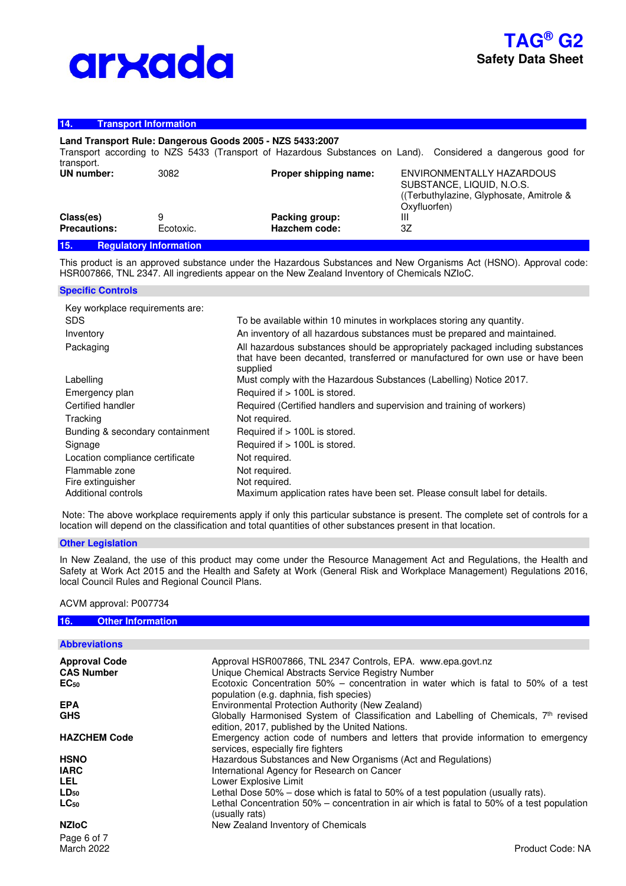## 14. Transport Information

**Land Transport Rule: Dangerous Goods 2005 - NZS 5433:2007**

Transport according to NZS 5433 (Transport of Hazardous Substances on Land). Considered a dangerous good for transport.

| | | | |
|---|---|---|---|
| **UN number:** | 3082 | **Proper shipping name:** | ENVIRONMENTALLY HAZARDOUS SUBSTANCE, LIQUID, N.O.S. ((Terbuthylazine, Glyphosate, Amitrole & Oxyfluorfen) |
| **Class(es)** | 9 | **Packing group:** | III |
| **Precautions:** | Ecotoxic. | **Hazchem code:** | 3Z |

## 15. Regulatory Information

This product is an approved substance under the Hazardous Substances and New Organisms Act (HSNO). Approval code: HSR007866, TNL 2347. All ingredients appear on the New Zealand Inventory of Chemicals NZIoC.

### Specific Controls

Key workplace requirements are:

| | |
|---|---|
| SDS | To be available within 10 minutes in workplaces storing any quantity. |
| Inventory | An inventory of all hazardous substances must be prepared and maintained. |
| Packaging | All hazardous substances should be appropriately packaged including substances that have been decanted, transferred or manufactured for own use or have been supplied |
| Labelling | Must comply with the Hazardous Substances (Labelling) Notice 2017. |
| Emergency plan | Required if > 100L is stored. |
| Certified handler | Required (Certified handlers and supervision and training of workers) |
| Tracking | Not required. |
| Bunding & secondary containment | Required if > 100L is stored. |
| Signage | Required if > 100L is stored. |
| Location compliance certificate | Not required. |
| Flammable zone | Not required. |
| Fire extinguisher | Not required. |
| Additional controls | Maximum application rates have been set. Please consult label for details. |

Note: The above workplace requirements apply if only this particular substance is present. The complete set of controls for a location will depend on the classification and total quantities of other substances present in that location.

### Other Legislation

In New Zealand, the use of this product may come under the Resource Management Act and Regulations, the Health and Safety at Work Act 2015 and the Health and Safety at Work (General Risk and Workplace Management) Regulations 2016, local Council Rules and Regional Council Plans.

ACVM approval: P007734

## 16. Other Information

### Abbreviations

| | |
|---|---|
| **Approval Code** | Approval HSR007866, TNL 2347 Controls, EPA. www.epa.govt.nz |
| **CAS Number** | Unique Chemical Abstracts Service Registry Number |
| **$EC_{50}$** | Ecotoxic Concentration 50% – concentration in water which is fatal to 50% of a test population (e.g. daphnia, fish species) |
| **EPA** | Environmental Protection Authority (New Zealand) |
| **GHS** | Globally Harmonised System of Classification and Labelling of Chemicals, 7th revised edition, 2017, published by the United Nations. |
| **HAZCHEM Code** | Emergency action code of numbers and letters that provide information to emergency services, especially fire fighters |
| **HSNO** | Hazardous Substances and New Organisms (Act and Regulations) |
| **IARC** | International Agency for Research on Cancer |
| **LEL** | Lower Explosive Limit |
| **$LD_{50}$** | Lethal Dose 50% – dose which is fatal to 50% of a test population (usually rats). |
| **$LC_{50}$** | Lethal Concentration 50% – concentration in air which is fatal to 50% of a test population (usually rats) |
| **NZIoC** | New Zealand Inventory of Chemicals |

March 2022

Product Code: NA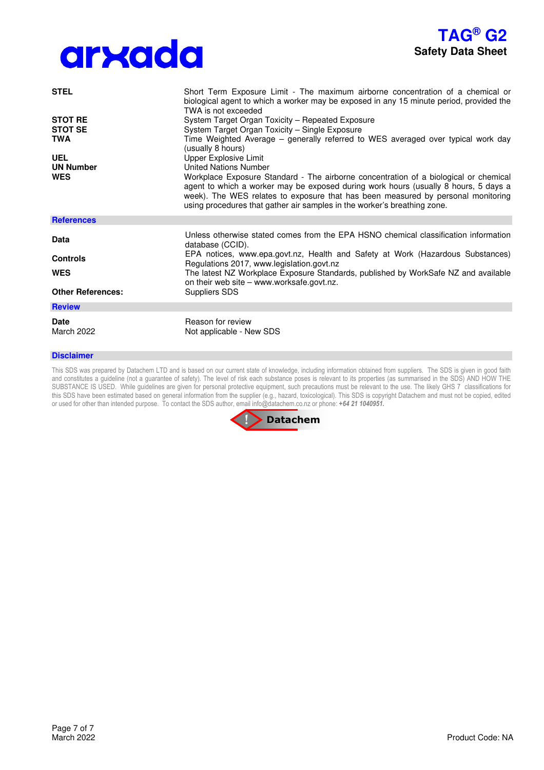| | |
|---|---|
| **STEL** | Short Term Exposure Limit - The maximum airborne concentration of a chemical or biological agent to which a worker may be exposed in any 15 minute period, provided the TWA is not exceeded |
| **STOT RE** | System Target Organ Toxicity – Repeated Exposure |
| **STOT SE** | System Target Organ Toxicity – Single Exposure |
| **TWA** | Time Weighted Average – generally referred to WES averaged over typical work day (usually 8 hours) |
| **UEL** | Upper Explosive Limit |
| **UN Number** | United Nations Number |
| **WES** | Workplace Exposure Standard - The airborne concentration of a biological or chemical agent to which a worker may be exposed during work hours (usually 8 hours, 5 days a week). The WES relates to exposure that has been measured by personal monitoring using procedures that gather air samples in the worker's breathing zone. |

## References

| | |
|---|---|
| **Data** | Unless otherwise stated comes from the EPA HSNO chemical classification information database (CCID). |
| **Controls** | EPA notices, www.epa.govt.nz, Health and Safety at Work (Hazardous Substances) Regulations 2017, www.legislation.govt.nz |
| **WES** | The latest NZ Workplace Exposure Standards, published by WorkSafe NZ and available on their web site – www.worksafe.govt.nz. |
| **Other References:** | Suppliers SDS |

## Review

| | |
|---|---|
| **Date** | Reason for review |
| March 2022 | Not applicable - New SDS |

## Disclaimer

This SDS was prepared by Datachem LTD and is based on our current state of knowledge, including information obtained from suppliers. The SDS is given in good faith and constitutes a guideline (not a guarantee of safety). The level of risk each substance poses is relevant to its properties (as summarised in the SDS) AND HOW THE SUBSTANCE IS USED. While guidelines are given for personal protective equipment, such precautions must be relevant to the use. The likely GHS 7 classifications for this SDS have been estimated based on general information from the supplier (e.g., hazard, toxicological). This SDS is copyright Datachem and must not be copied, edited or used for other than intended purpose. To contact the SDS author, email info@datachem.co.nz or phone: ***+64 21 1040951.***

Datachem